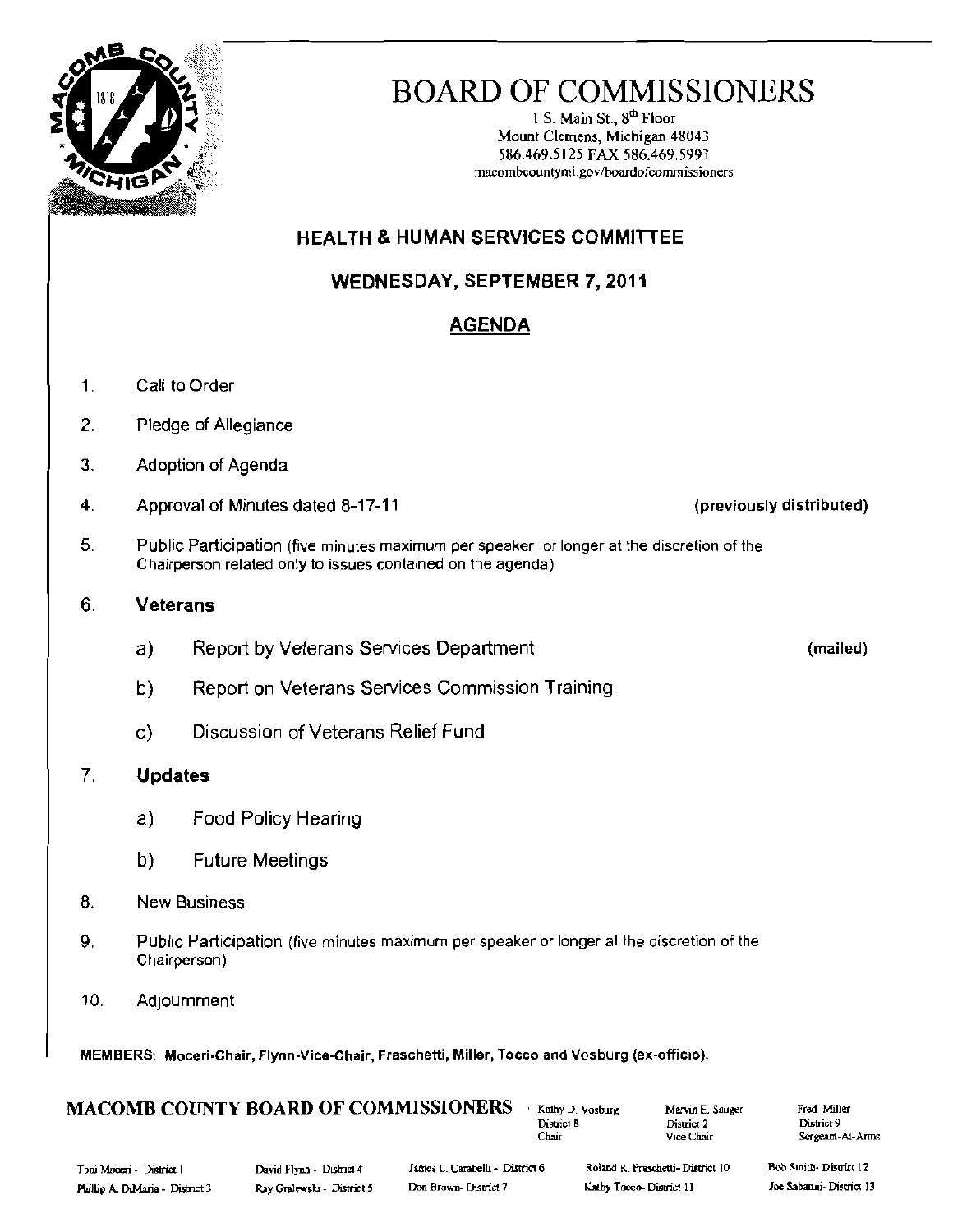# BOARD OF COMMISSIONERS

1 S. Main St., 8th Floor
Mount Clemens, Michigan 48043
586.469.5125 FAX 586.469.5993
macombcountymi.gov/boardofcommissioners

## HEALTH & HUMAN SERVICES COMMITTEE

## WEDNESDAY, SEPTEMBER 7, 2011

## AGENDA

1. Call to Order
2. Pledge of Allegiance
3. Adoption of Agenda
4. Approval of Minutes dated 8-17-11 **(previously distributed)**
5. Public Participation (five minutes maximum per speaker, or longer at the discretion of the Chairperson related only to issues contained on the agenda)
6. **Veterans**
   a) Report by Veterans Services Department **(mailed)**
   b) Report on Veterans Services Commission Training
   c) Discussion of Veterans Relief Fund
7. **Updates**
   a) Food Policy Hearing
   b) Future Meetings
8. New Business
9. Public Participation (five minutes maximum per speaker or longer at the discretion of the Chairperson)
10. Adjournment

**MEMBERS: Moceri-Chair, Flynn-Vice-Chair, Fraschetti, Miller, Tocco and Vosburg (ex-officio).**

**MACOMB COUNTY BOARD OF COMMISSIONERS**

| | | |
|---|---|---|
| Kathy D. Vosburg<br>District 8<br>Chair | Marvin E. Sauger<br>District 2<br>Vice Chair | Fred Miller<br>District 9<br>Sergeant-At-Arms |

| | | | | |
|---|---|---|---|---|
| Toni Moceri - District 1 | David Flynn - District 4 | James L. Carabelli - District 6 | Roland R. Fraschetti - District 10 | Bob Smith - District 12 |
| Phillip A. DiMaria - District 3 | Ray Gralewski - District 5 | Don Brown - District 7 | Kathy Tocco - District 11 | Joe Sabatini - District 13 |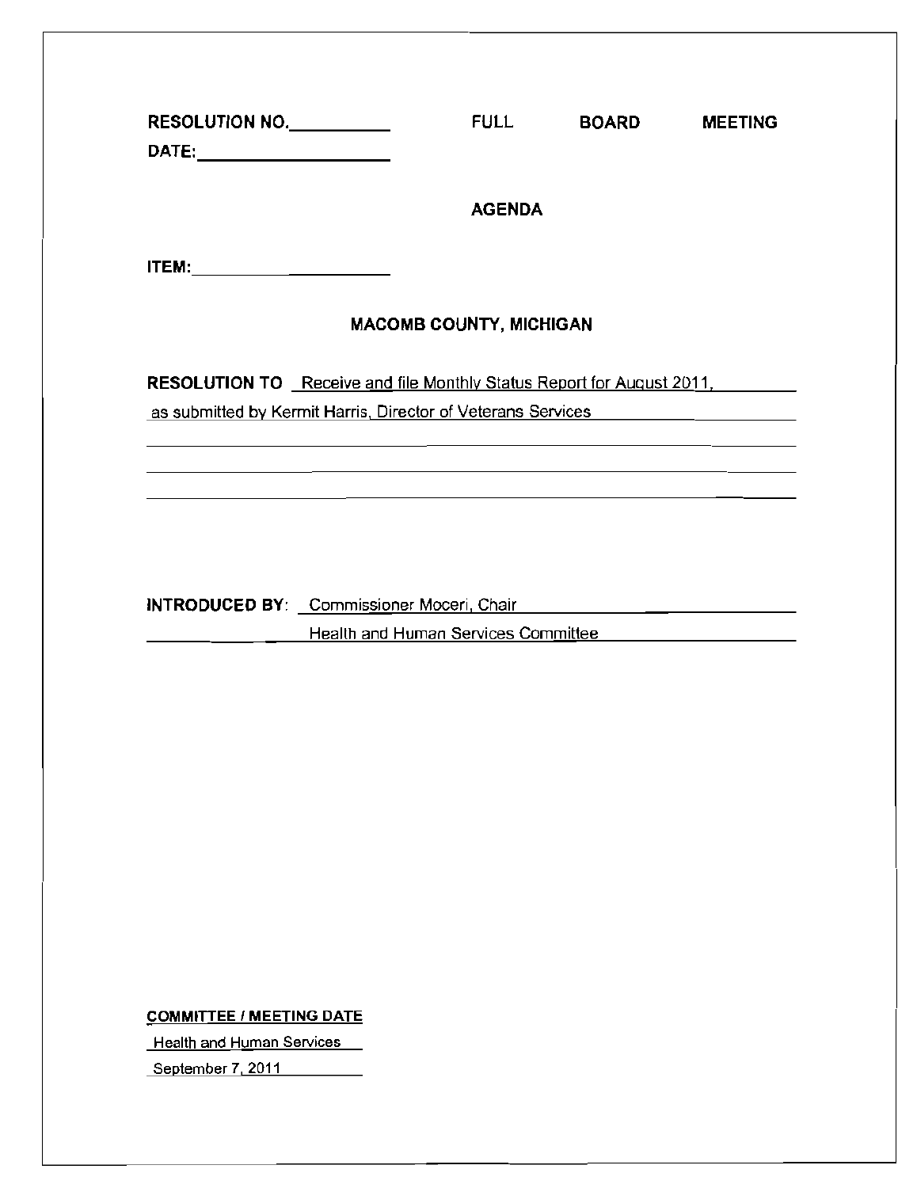**RESOLUTION NO.**\_\_\_\_\_\_\_\_\_\_ **FULL BOARD MEETING**

**DATE:**\_\_\_\_\_\_\_\_\_\_\_\_\_\_\_\_

**AGENDA**

**ITEM:**\_\_\_\_\_\_\_\_\_\_\_\_\_\_\_\_

**MACOMB COUNTY, MICHIGAN**

**RESOLUTION TO** Receive and file Monthly Status Report for August 2011, as submitted by Kermit Harris, Director of Veterans Services

**INTRODUCED BY:** Commissioner Moceri, Chair
Health and Human Services Committee

**COMMITTEE / MEETING DATE**

Health and Human Services

September 7, 2011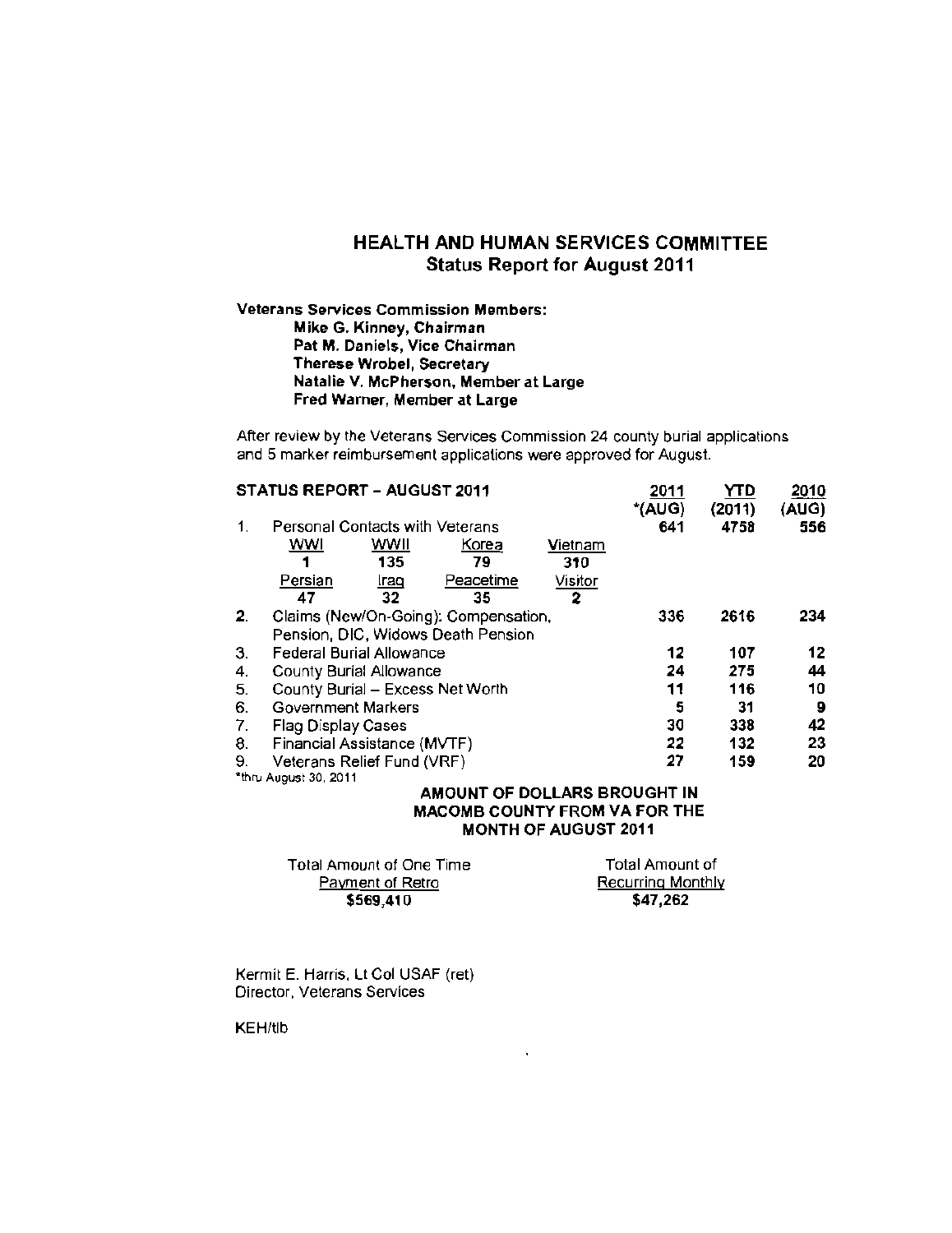## HEALTH AND HUMAN SERVICES COMMITTEE
### Status Report for August 2011

**Veterans Services Commission Members:**

**Mike G. Kinney, Chairman**
**Pat M. Daniels, Vice Chairman**
**Therese Wrobel, Secretary**
**Natalie V. McPherson, Member at Large**
**Fred Warner, Member at Large**

After review by the Veterans Services Commission 24 county burial applications and 5 marker reimbursement applications were approved for August.

| **STATUS REPORT – AUGUST 2011** | **2011 *(AUG)** | **YTD (2011)** | **2010 (AUG)** |
|---|---|---|---|
| 1. Personal Contacts with Veterans | **641** | **4758** | **556** |
| WWI 1 / WWII 135 / Korea 79 / Vietnam 310 / Persian 47 / Iraq 32 / Peacetime 35 / Visitor 2 | | | |
| 2. Claims (New/On-Going): Compensation, Pension, DIC, Widows Death Pension | **336** | **2616** | **234** |
| 3. Federal Burial Allowance | **12** | **107** | **12** |
| 4. County Burial Allowance | **24** | **275** | **44** |
| 5. County Burial – Excess Net Worth | **11** | **116** | **10** |
| 6. Government Markers | **5** | **31** | **9** |
| 7. Flag Display Cases | **30** | **338** | **42** |
| 8. Financial Assistance (MVTF) | **22** | **132** | **23** |
| 9. Veterans Relief Fund (VRF) | **27** | **159** | **20** |

*thru August 30, 2011

**AMOUNT OF DOLLARS BROUGHT IN MACOMB COUNTY FROM VA FOR THE MONTH OF AUGUST 2011**

| Total Amount of One Time Payment of Retro | Total Amount of Recurring Monthly |
|---|---|
| **$569,410** | **$47,262** |

Kermit E. Harris, Lt Col USAF (ret)
Director, Veterans Services

KEH/tlb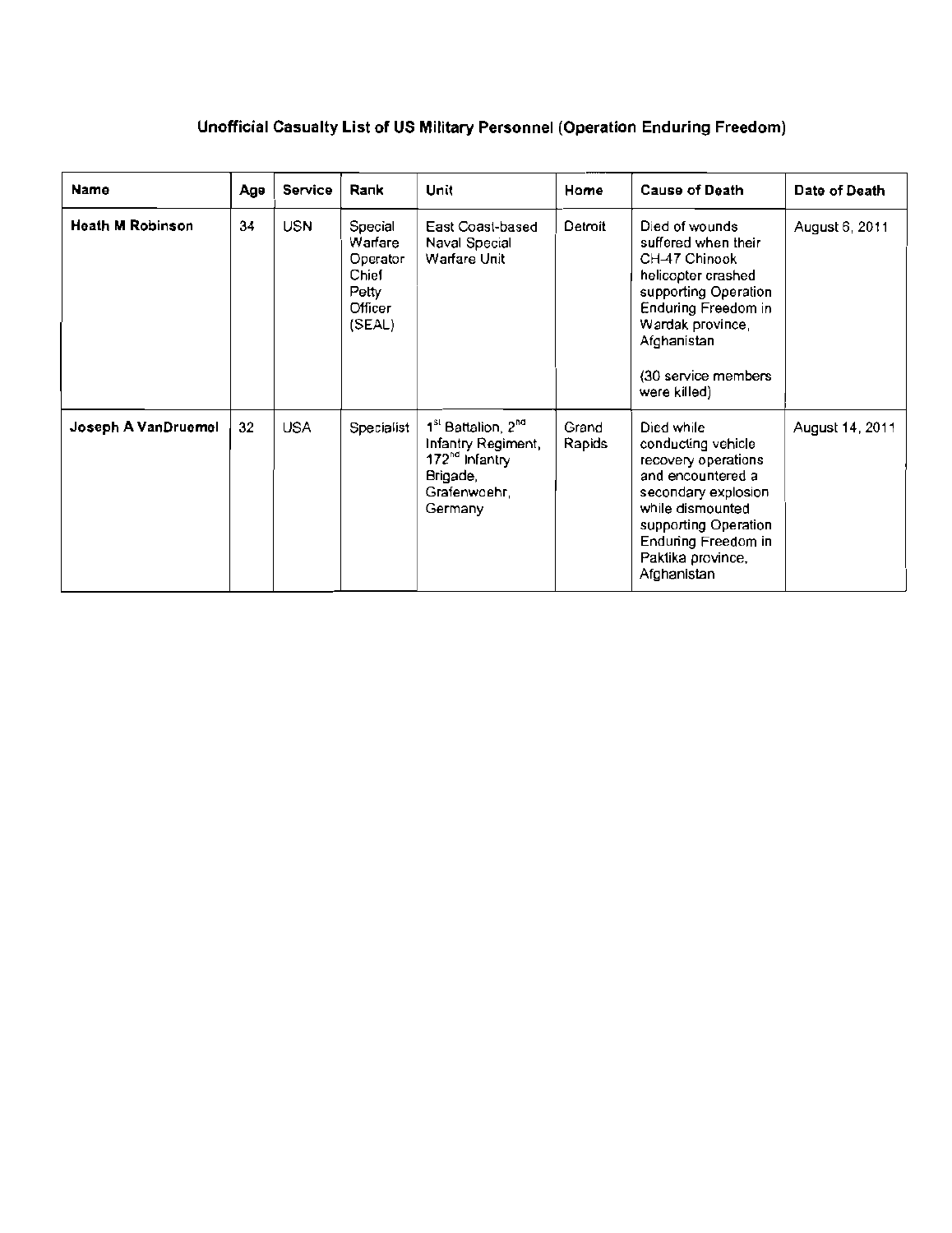# Unofficial Casualty List of US Military Personnel (Operation Enduring Freedom)

| Name | Age | Service | Rank | Unit | Home | Cause of Death | Date of Death |
|---|---|---|---|---|---|---|---|
| **Heath M Robinson** | 34 | USN | Special Warfare Operator Chief Petty Officer (SEAL) | East Coast-based Naval Special Warfare Unit | Detroit | Died of wounds suffered when their CH-47 Chinook helicopter crashed supporting Operation Enduring Freedom in Wardak province, Afghanistan (30 service members were killed) | August 6, 2011 |
| **Joseph A VanDruemel** | 32 | USA | Specialist | 1st Battalion, 2nd Infantry Regiment, 172nd Infantry Brigade, Grafenwoehr, Germany | Grand Rapids | Died while conducting vehicle recovery operations and encountered a secondary explosion while dismounted supporting Operation Enduring Freedom in Paktika province, Afghanistan | August 14, 2011 |